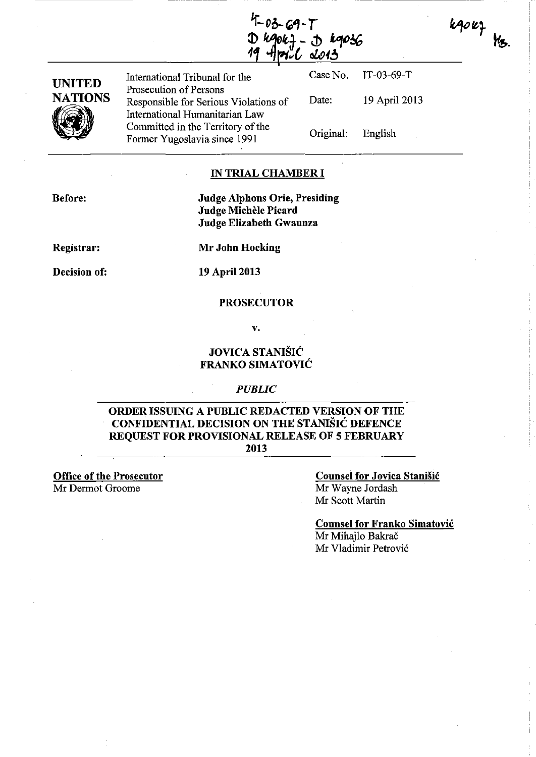IT-03-69-T
D 49047 - D 49036
19 April 2013

49047 MB.

| UNITED NATIONS | International Tribunal for the Prosecution of Persons Responsible for Serious Violations of International Humanitarian Law Committed in the Territory of the Former Yugoslavia since 1991 | Case No. | IT-03-69-T |
|---|---|---|---|
| | | Date: | 19 April 2013 |
| | | Original: | English |

## IN TRIAL CHAMBER I

**Before:** **Judge Alphons Orie, Presiding**
**Judge Michèle Picard**
**Judge Elizabeth Gwaunza**

**Registrar:** **Mr John Hocking**

**Decision of:** **19 April 2013**

**PROSECUTOR**

**v.**

**JOVICA STANIŠIĆ**
**FRANKO SIMATOVIĆ**

***PUBLIC***

## ORDER ISSUING A PUBLIC REDACTED VERSION OF THE CONFIDENTIAL DECISION ON THE STANIŠIĆ DEFENCE REQUEST FOR PROVISIONAL RELEASE OF 5 FEBRUARY 2013

**Office of the Prosecutor**
Mr Dermot Groome

**Counsel for Jovica Stanišić**
Mr Wayne Jordash
Mr Scott Martin

**Counsel for Franko Simatović**
Mr Mihajlo Bakrač
Mr Vladimir Petrović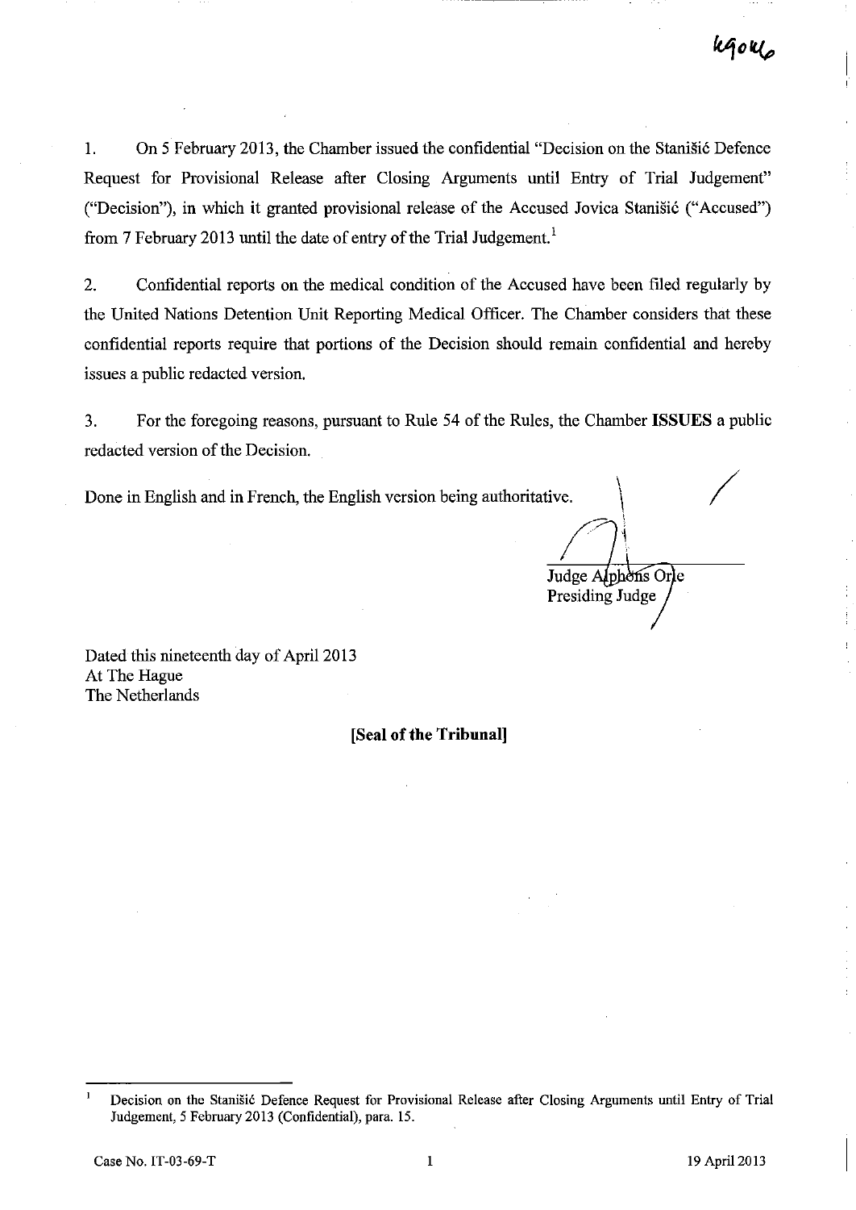1. On 5 February 2013, the Chamber issued the confidential "Decision on the Stanišić Defence Request for Provisional Release after Closing Arguments until Entry of Trial Judgement" ("Decision"), in which it granted provisional release of the Accused Jovica Stanišić ("Accused") from 7 February 2013 until the date of entry of the Trial Judgement.[1]

2. Confidential reports on the medical condition of the Accused have been filed regularly by the United Nations Detention Unit Reporting Medical Officer. The Chamber considers that these confidential reports require that portions of the Decision should remain confidential and hereby issues a public redacted version.

3. For the foregoing reasons, pursuant to Rule 54 of the Rules, the Chamber **ISSUES** a public redacted version of the Decision.

Done in English and in French, the English version being authoritative.

Judge Alphons Orie
Presiding Judge

Dated this nineteenth day of April 2013
At The Hague
The Netherlands

**[Seal of the Tribunal]**

---

[1] Decision on the Stanišić Defence Request for Provisional Release after Closing Arguments until Entry of Trial Judgement, 5 February 2013 (Confidential), para. 15.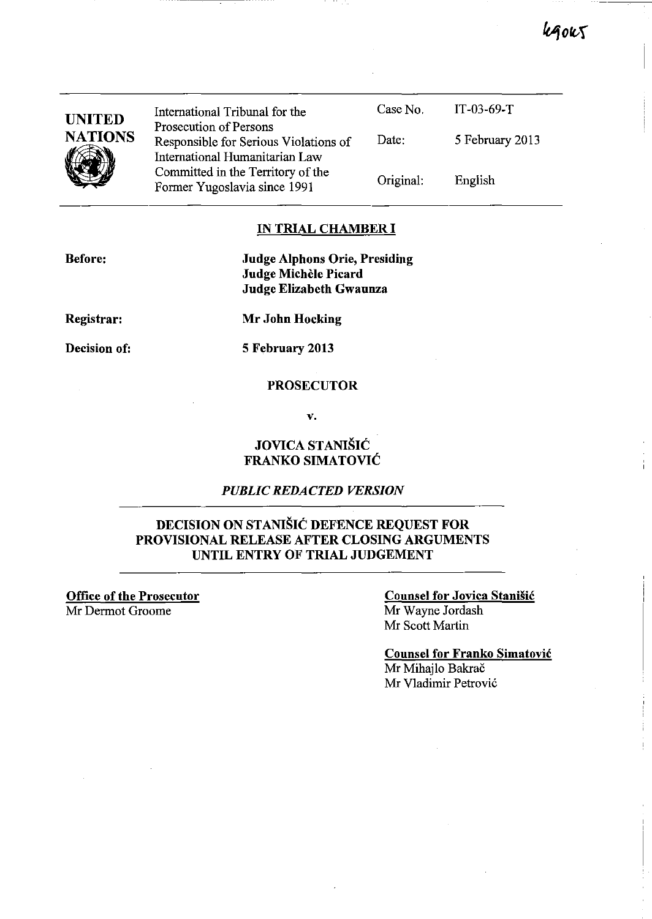**UNITED NATIONS**

| | | |
|---|---|---|
| International Tribunal for the Prosecution of Persons Responsible for Serious Violations of International Humanitarian Law Committed in the Territory of the Former Yugoslavia since 1991 | Case No. | IT-03-69-T |
| | Date: | 5 February 2013 |
| | Original: | English |

## IN TRIAL CHAMBER I

**Before:** **Judge Alphons Orie, Presiding**
**Judge Michèle Picard**
**Judge Elizabeth Gwaunza**

**Registrar:** **Mr John Hocking**

**Decision of:** **5 February 2013**

**PROSECUTOR**

**v.**

**JOVICA STANIŠIĆ**
**FRANKO SIMATOVIĆ**

***PUBLIC REDACTED VERSION***

## DECISION ON STANIŠIĆ DEFENCE REQUEST FOR PROVISIONAL RELEASE AFTER CLOSING ARGUMENTS UNTIL ENTRY OF TRIAL JUDGEMENT

**Office of the Prosecutor**
Mr Dermot Groome

**Counsel for Jovica Stanišić**
Mr Wayne Jordash
Mr Scott Martin

**Counsel for Franko Simatović**
Mr Mihajlo Bakrač
Mr Vladimir Petrović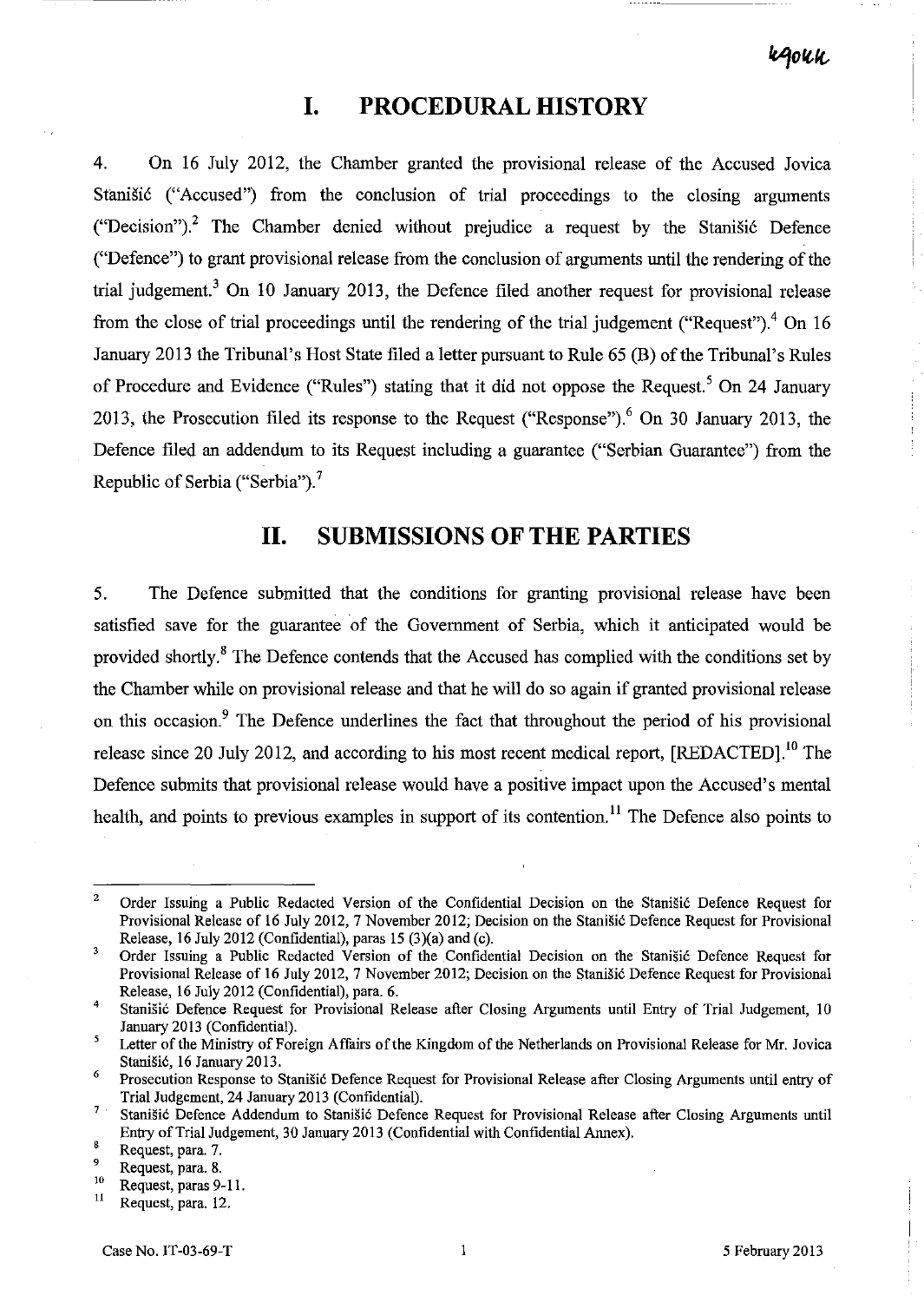# I. PROCEDURAL HISTORY

4. On 16 July 2012, the Chamber granted the provisional release of the Accused Jovica Stanišić ("Accused") from the conclusion of trial proceedings to the closing arguments ("Decision").[2] The Chamber denied without prejudice a request by the Stanišić Defence ("Defence") to grant provisional release from the conclusion of arguments until the rendering of the trial judgement.[3] On 10 January 2013, the Defence filed another request for provisional release from the close of trial proceedings until the rendering of the trial judgement ("Request").[4] On 16 January 2013 the Tribunal's Host State filed a letter pursuant to Rule 65 (B) of the Tribunal's Rules of Procedure and Evidence ("Rules") stating that it did not oppose the Request.[5] On 24 January 2013, the Prosecution filed its response to the Request ("Response").[6] On 30 January 2013, the Defence filed an addendum to its Request including a guarantee ("Serbian Guarantee") from the Republic of Serbia ("Serbia").[7]

# II. SUBMISSIONS OF THE PARTIES

5. The Defence submitted that the conditions for granting provisional release have been satisfied save for the guarantee of the Government of Serbia, which it anticipated would be provided shortly.[8] The Defence contends that the Accused has complied with the conditions set by the Chamber while on provisional release and that he will do so again if granted provisional release on this occasion.[9] The Defence underlines the fact that throughout the period of his provisional release since 20 July 2012, and according to his most recent medical report, [REDACTED].[10] The Defence submits that provisional release would have a positive impact upon the Accused's mental health, and points to previous examples in support of its contention.[11] The Defence also points to

---

[2] Order Issuing a Public Redacted Version of the Confidential Decision on the Stanišić Defence Request for Provisional Release of 16 July 2012, 7 November 2012; Decision on the Stanišić Defence Request for Provisional Release, 16 July 2012 (Confidential), paras 15 (3)(a) and (c).

[3] Order Issuing a Public Redacted Version of the Confidential Decision on the Stanišić Defence Request for Provisional Release of 16 July 2012, 7 November 2012; Decision on the Stanišić Defence Request for Provisional Release, 16 July 2012 (Confidential), para. 6.

[4] Stanišić Defence Request for Provisional Release after Closing Arguments until Entry of Trial Judgement, 10 January 2013 (Confidential).

[5] Letter of the Ministry of Foreign Affairs of the Kingdom of the Netherlands on Provisional Release for Mr. Jovica Stanišić, 16 January 2013.

[6] Prosecution Response to Stanišić Defence Request for Provisional Release after Closing Arguments until entry of Trial Judgement, 24 January 2013 (Confidential).

[7] Stanišić Defence Addendum to Stanišić Defence Request for Provisional Release after Closing Arguments until Entry of Trial Judgement, 30 January 2013 (Confidential with Confidential Annex).

[8] Request, para. 7.

[9] Request, para. 8.

[10] Request, paras 9-11.

[11] Request, para. 12.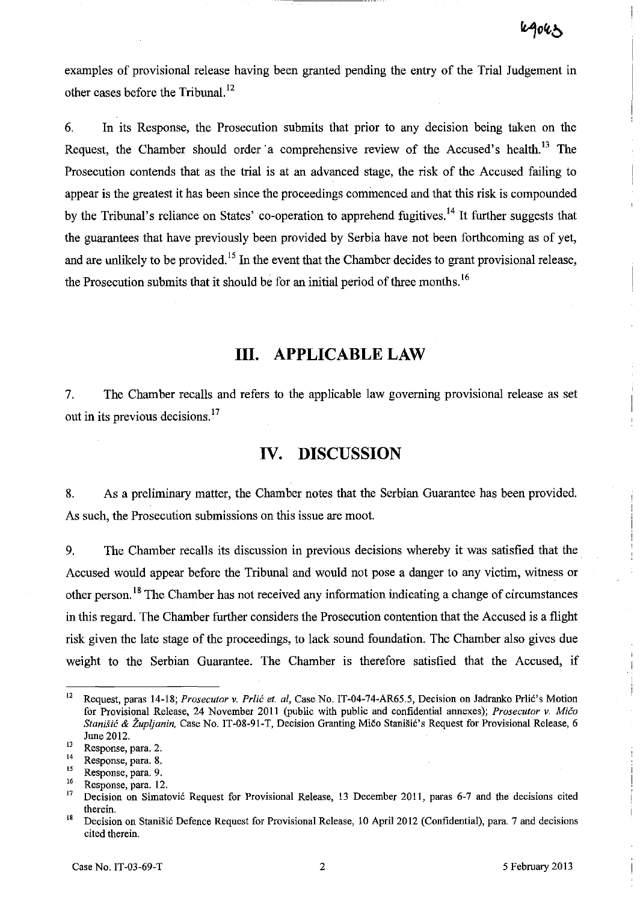examples of provisional release having been granted pending the entry of the Trial Judgement in other cases before the Tribunal.[12]

6. In its Response, the Prosecution submits that prior to any decision being taken on the Request, the Chamber should order a comprehensive review of the Accused's health.[13] The Prosecution contends that as the trial is at an advanced stage, the risk of the Accused failing to appear is the greatest it has been since the proceedings commenced and that this risk is compounded by the Tribunal's reliance on States' co-operation to apprehend fugitives.[14] It further suggests that the guarantees that have previously been provided by Serbia have not been forthcoming as of yet, and are unlikely to be provided.[15] In the event that the Chamber decides to grant provisional release, the Prosecution submits that it should be for an initial period of three months.[16]

# III. APPLICABLE LAW

7. The Chamber recalls and refers to the applicable law governing provisional release as set out in its previous decisions.[17]

# IV. DISCUSSION

8. As a preliminary matter, the Chamber notes that the Serbian Guarantee has been provided. As such, the Prosecution submissions on this issue are moot.

9. The Chamber recalls its discussion in previous decisions whereby it was satisfied that the Accused would appear before the Tribunal and would not pose a danger to any victim, witness or other person.[18] The Chamber has not received any information indicating a change of circumstances in this regard. The Chamber further considers the Prosecution contention that the Accused is a flight risk given the late stage of the proceedings, to lack sound foundation. The Chamber also gives due weight to the Serbian Guarantee. The Chamber is therefore satisfied that the Accused, if

---

[12] Request, paras 14-18; *Prosecutor v. Prlić et. al*, Case No. IT-04-74-AR65.5, Decision on Jadranko Prlić's Motion for Provisional Release, 24 November 2011 (public with public and confidential annexes); *Prosecutor v. Mićo Stanišić & Župljanin*, Case No. IT-08-91-T, Decision Granting Mićo Stanišić's Request for Provisional Release, 6 June 2012.

[13] Response, para. 2.

[14] Response, para. 8.

[15] Response, para. 9.

[16] Response, para. 12.

[17] Decision on Simatović Request for Provisional Release, 13 December 2011, paras 6-7 and the decisions cited therein.

[18] Decision on Stanišić Defence Request for Provisional Release, 10 April 2012 (Confidential), para. 7 and decisions cited therein.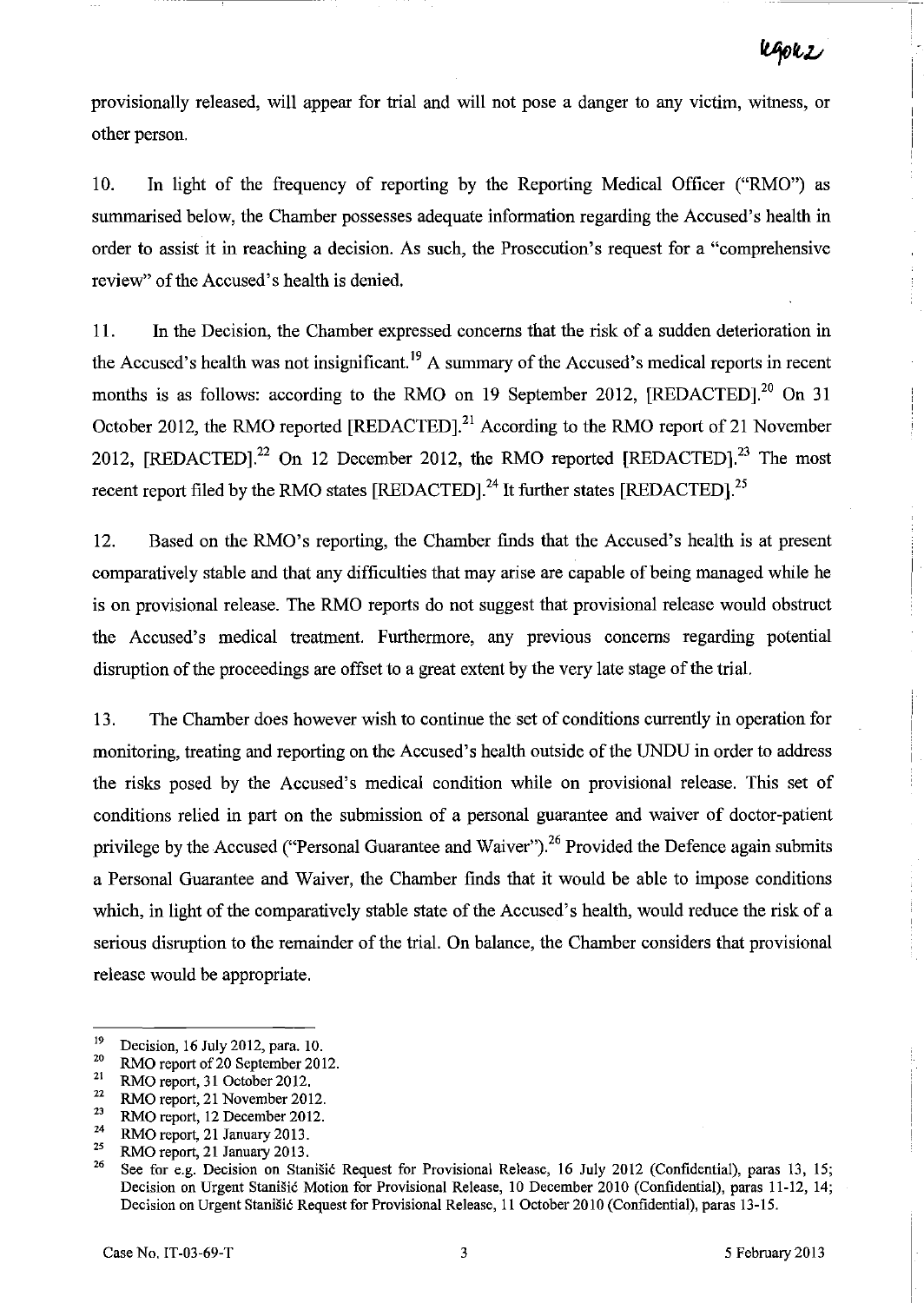provisionally released, will appear for trial and will not pose a danger to any victim, witness, or other person.

10. In light of the frequency of reporting by the Reporting Medical Officer ("RMO") as summarised below, the Chamber possesses adequate information regarding the Accused's health in order to assist it in reaching a decision. As such, the Prosecution's request for a "comprehensive review" of the Accused's health is denied.

11. In the Decision, the Chamber expressed concerns that the risk of a sudden deterioration in the Accused's health was not insignificant.[19] A summary of the Accused's medical reports in recent months is as follows: according to the RMO on 19 September 2012, [REDACTED].[20] On 31 October 2012, the RMO reported [REDACTED].[21] According to the RMO report of 21 November 2012, [REDACTED].[22] On 12 December 2012, the RMO reported [REDACTED].[23] The most recent report filed by the RMO states [REDACTED].[24] It further states [REDACTED].[25]

12. Based on the RMO's reporting, the Chamber finds that the Accused's health is at present comparatively stable and that any difficulties that may arise are capable of being managed while he is on provisional release. The RMO reports do not suggest that provisional release would obstruct the Accused's medical treatment. Furthermore, any previous concerns regarding potential disruption of the proceedings are offset to a great extent by the very late stage of the trial.

13. The Chamber does however wish to continue the set of conditions currently in operation for monitoring, treating and reporting on the Accused's health outside of the UNDU in order to address the risks posed by the Accused's medical condition while on provisional release. This set of conditions relied in part on the submission of a personal guarantee and waiver of doctor-patient privilege by the Accused ("Personal Guarantee and Waiver").[26] Provided the Defence again submits a Personal Guarantee and Waiver, the Chamber finds that it would be able to impose conditions which, in light of the comparatively stable state of the Accused's health, would reduce the risk of a serious disruption to the remainder of the trial. On balance, the Chamber considers that provisional release would be appropriate.

---

[19] Decision, 16 July 2012, para. 10.
[20] RMO report of 20 September 2012.
[21] RMO report, 31 October 2012.
[22] RMO report, 21 November 2012.
[23] RMO report, 12 December 2012.
[24] RMO report, 21 January 2013.
[25] RMO report, 21 January 2013.
[26] See for e.g. Decision on Stanišić Request for Provisional Release, 16 July 2012 (Confidential), paras 13, 15; Decision on Urgent Stanišić Motion for Provisional Release, 10 December 2010 (Confidential), paras 11-12, 14; Decision on Urgent Stanišić Request for Provisional Release, 11 October 2010 (Confidential), paras 13-15.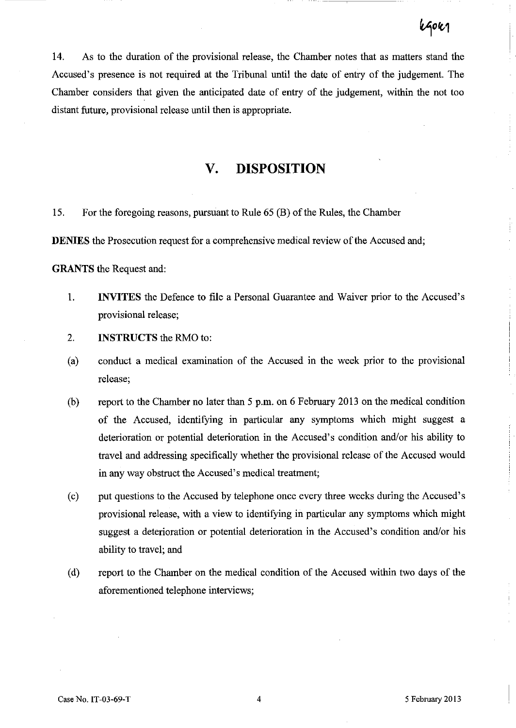14. As to the duration of the provisional release, the Chamber notes that as matters stand the Accused's presence is not required at the Tribunal until the date of entry of the judgement. The Chamber considers that given the anticipated date of entry of the judgement, within the not too distant future, provisional release until then is appropriate.

## V. DISPOSITION

15. For the foregoing reasons, pursuant to Rule 65 (B) of the Rules, the Chamber

**DENIES** the Prosecution request for a comprehensive medical review of the Accused and;

**GRANTS** the Request and:

1. **INVITES** the Defence to file a Personal Guarantee and Waiver prior to the Accused's provisional release;

2. **INSTRUCTS** the RMO to:

(a) conduct a medical examination of the Accused in the week prior to the provisional release;

(b) report to the Chamber no later than 5 p.m. on 6 February 2013 on the medical condition of the Accused, identifying in particular any symptoms which might suggest a deterioration or potential deterioration in the Accused's condition and/or his ability to travel and addressing specifically whether the provisional release of the Accused would in any way obstruct the Accused's medical treatment;

(c) put questions to the Accused by telephone once every three weeks during the Accused's provisional release, with a view to identifying in particular any symptoms which might suggest a deterioration or potential deterioration in the Accused's condition and/or his ability to travel; and

(d) report to the Chamber on the medical condition of the Accused within two days of the aforementioned telephone interviews;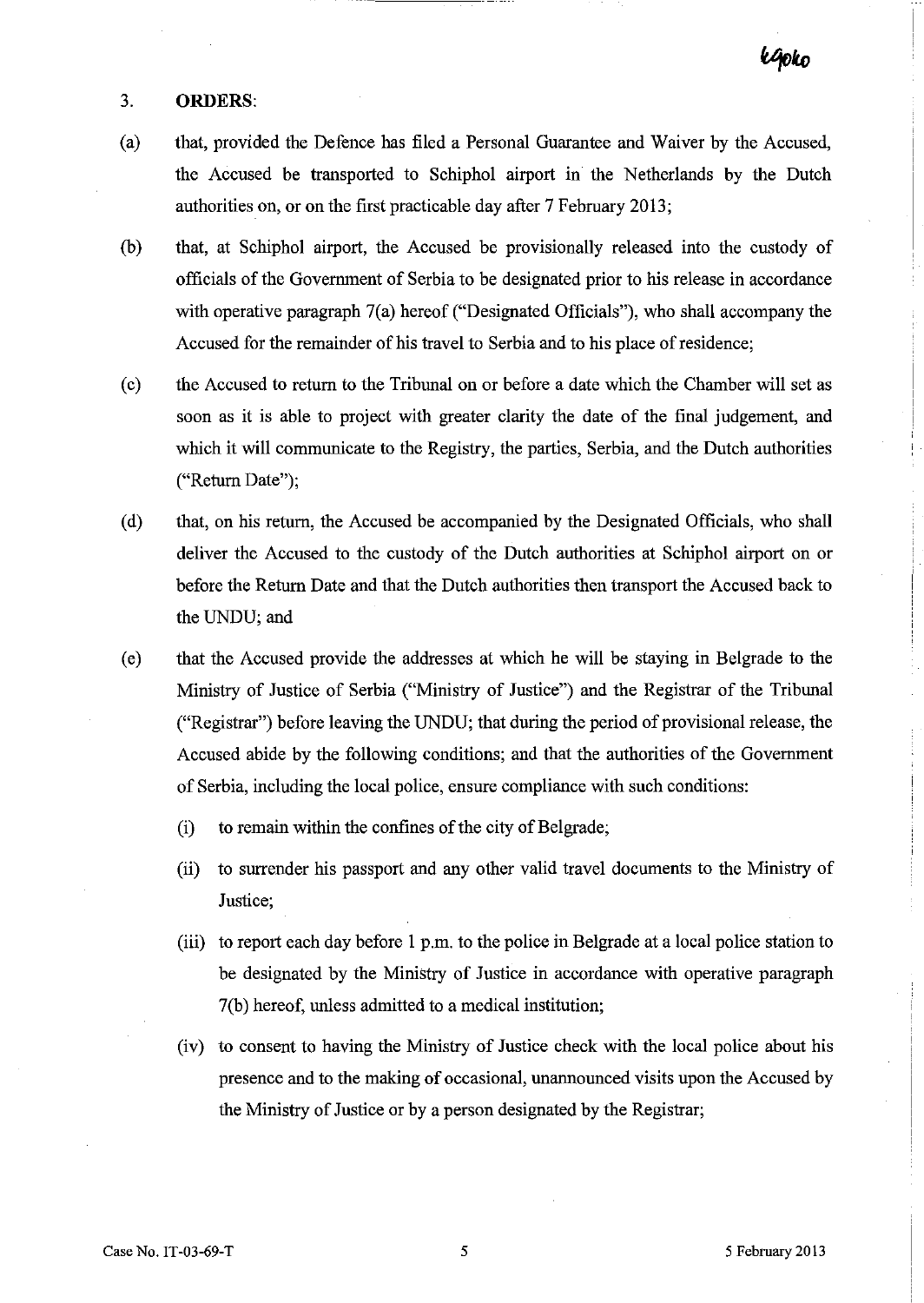3. **ORDERS**:

(a) that, provided the Defence has filed a Personal Guarantee and Waiver by the Accused, the Accused be transported to Schiphol airport in the Netherlands by the Dutch authorities on, or on the first practicable day after 7 February 2013;

(b) that, at Schiphol airport, the Accused be provisionally released into the custody of officials of the Government of Serbia to be designated prior to his release in accordance with operative paragraph 7(a) hereof ("Designated Officials"), who shall accompany the Accused for the remainder of his travel to Serbia and to his place of residence;

(c) the Accused to return to the Tribunal on or before a date which the Chamber will set as soon as it is able to project with greater clarity the date of the final judgement, and which it will communicate to the Registry, the parties, Serbia, and the Dutch authorities ("Return Date");

(d) that, on his return, the Accused be accompanied by the Designated Officials, who shall deliver the Accused to the custody of the Dutch authorities at Schiphol airport on or before the Return Date and that the Dutch authorities then transport the Accused back to the UNDU; and

(e) that the Accused provide the addresses at which he will be staying in Belgrade to the Ministry of Justice of Serbia ("Ministry of Justice") and the Registrar of the Tribunal ("Registrar") before leaving the UNDU; that during the period of provisional release, the Accused abide by the following conditions; and that the authorities of the Government of Serbia, including the local police, ensure compliance with such conditions:

   (i) to remain within the confines of the city of Belgrade;

   (ii) to surrender his passport and any other valid travel documents to the Ministry of Justice;

   (iii) to report each day before 1 p.m. to the police in Belgrade at a local police station to be designated by the Ministry of Justice in accordance with operative paragraph 7(b) hereof, unless admitted to a medical institution;

   (iv) to consent to having the Ministry of Justice check with the local police about his presence and to the making of occasional, unannounced visits upon the Accused by the Ministry of Justice or by a person designated by the Registrar;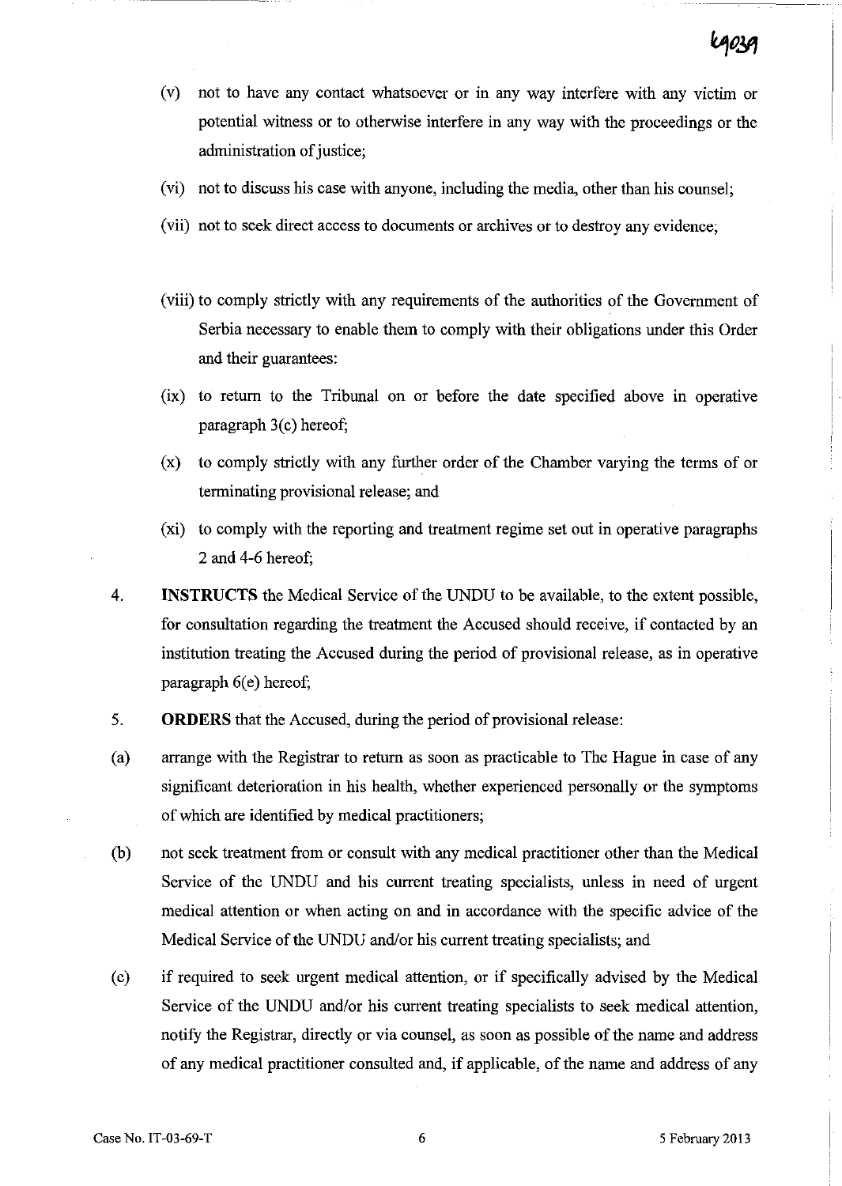(v) not to have any contact whatsoever or in any way interfere with any victim or potential witness or to otherwise interfere in any way with the proceedings or the administration of justice;

(vi) not to discuss his case with anyone, including the media, other than his counsel;

(vii) not to seek direct access to documents or archives or to destroy any evidence;

(viii) to comply strictly with any requirements of the authorities of the Government of Serbia necessary to enable them to comply with their obligations under this Order and their guarantees:

(ix) to return to the Tribunal on or before the date specified above in operative paragraph 3(c) hereof;

(x) to comply strictly with any further order of the Chamber varying the terms of or terminating provisional release; and

(xi) to comply with the reporting and treatment regime set out in operative paragraphs 2 and 4-6 hereof;

4. **INSTRUCTS** the Medical Service of the UNDU to be available, to the extent possible, for consultation regarding the treatment the Accused should receive, if contacted by an institution treating the Accused during the period of provisional release, as in operative paragraph 6(e) hereof;

5. **ORDERS** that the Accused, during the period of provisional release:

(a) arrange with the Registrar to return as soon as practicable to The Hague in case of any significant deterioration in his health, whether experienced personally or the symptoms of which are identified by medical practitioners;

(b) not seek treatment from or consult with any medical practitioner other than the Medical Service of the UNDU and his current treating specialists, unless in need of urgent medical attention or when acting on and in accordance with the specific advice of the Medical Service of the UNDU and/or his current treating specialists; and

(c) if required to seek urgent medical attention, or if specifically advised by the Medical Service of the UNDU and/or his current treating specialists to seek medical attention, notify the Registrar, directly or via counsel, as soon as possible of the name and address of any medical practitioner consulted and, if applicable, of the name and address of any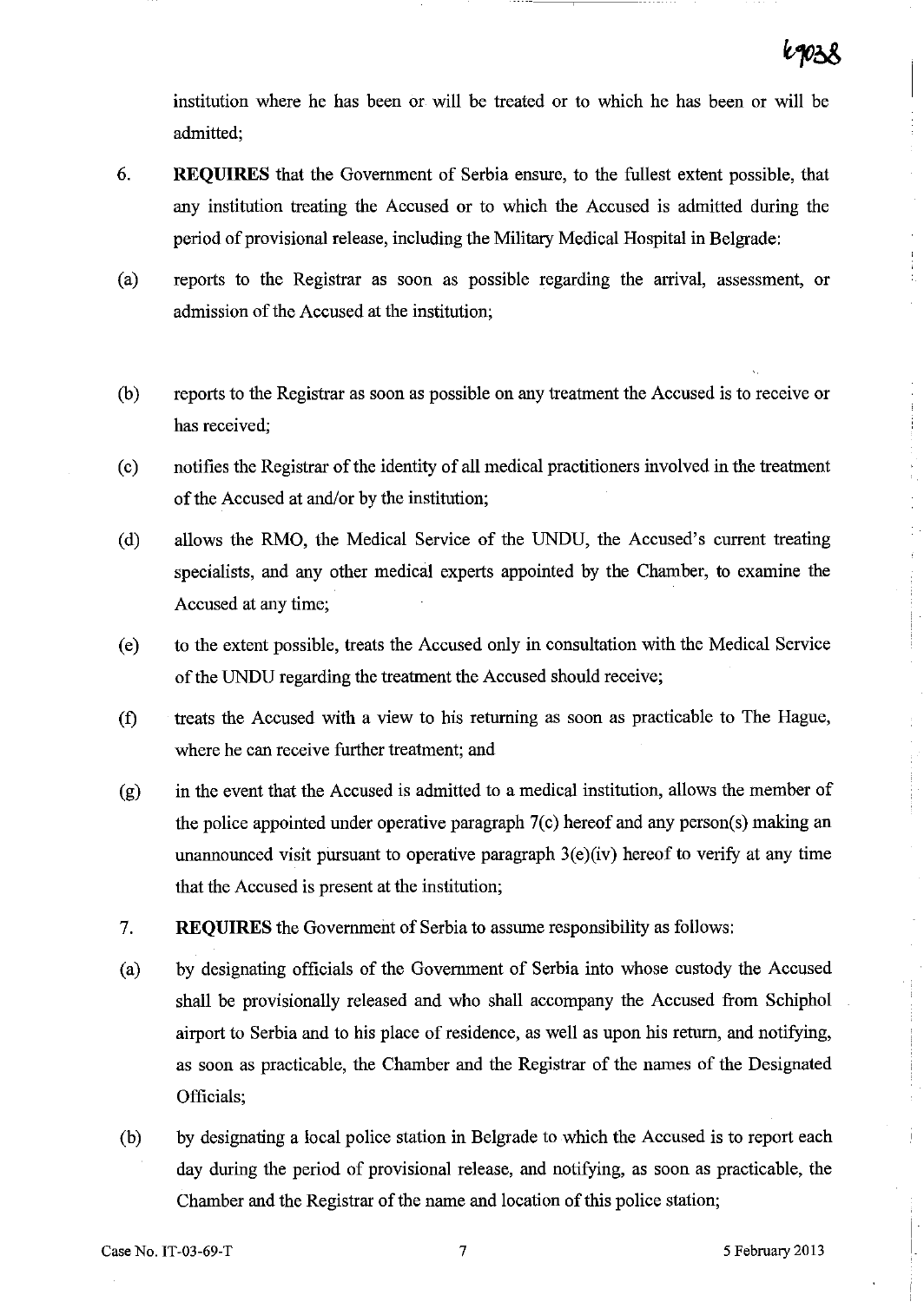institution where he has been or will be treated or to which he has been or will be admitted;

6. **REQUIRES** that the Government of Serbia ensure, to the fullest extent possible, that any institution treating the Accused or to which the Accused is admitted during the period of provisional release, including the Military Medical Hospital in Belgrade:

(a) reports to the Registrar as soon as possible regarding the arrival, assessment, or admission of the Accused at the institution;

(b) reports to the Registrar as soon as possible on any treatment the Accused is to receive or has received;

(c) notifies the Registrar of the identity of all medical practitioners involved in the treatment of the Accused at and/or by the institution;

(d) allows the RMO, the Medical Service of the UNDU, the Accused's current treating specialists, and any other medical experts appointed by the Chamber, to examine the Accused at any time;

(e) to the extent possible, treats the Accused only in consultation with the Medical Service of the UNDU regarding the treatment the Accused should receive;

(f) treats the Accused with a view to his returning as soon as practicable to The Hague, where he can receive further treatment; and

(g) in the event that the Accused is admitted to a medical institution, allows the member of the police appointed under operative paragraph 7(c) hereof and any person(s) making an unannounced visit pursuant to operative paragraph 3(e)(iv) hereof to verify at any time that the Accused is present at the institution;

7. **REQUIRES** the Government of Serbia to assume responsibility as follows:

(a) by designating officials of the Government of Serbia into whose custody the Accused shall be provisionally released and who shall accompany the Accused from Schiphol airport to Serbia and to his place of residence, as well as upon his return, and notifying, as soon as practicable, the Chamber and the Registrar of the names of the Designated Officials;

(b) by designating a local police station in Belgrade to which the Accused is to report each day during the period of provisional release, and notifying, as soon as practicable, the Chamber and the Registrar of the name and location of this police station;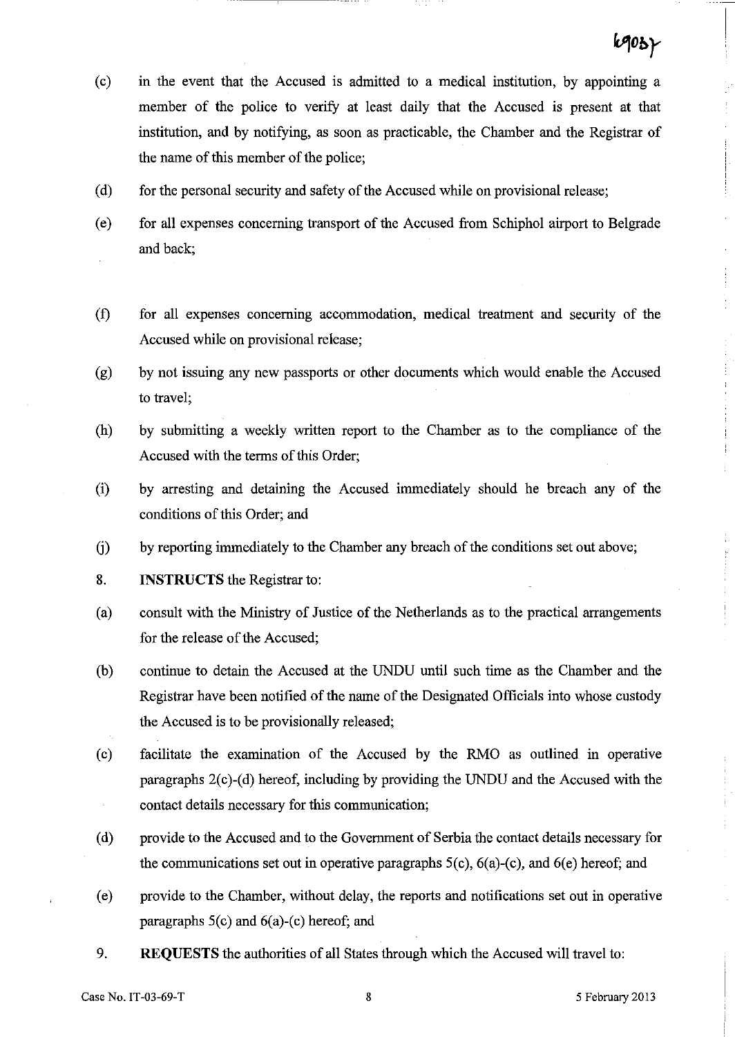(c) in the event that the Accused is admitted to a medical institution, by appointing a member of the police to verify at least daily that the Accused is present at that institution, and by notifying, as soon as practicable, the Chamber and the Registrar of the name of this member of the police;

(d) for the personal security and safety of the Accused while on provisional release;

(e) for all expenses concerning transport of the Accused from Schiphol airport to Belgrade and back;

(f) for all expenses concerning accommodation, medical treatment and security of the Accused while on provisional release;

(g) by not issuing any new passports or other documents which would enable the Accused to travel;

(h) by submitting a weekly written report to the Chamber as to the compliance of the Accused with the terms of this Order;

(i) by arresting and detaining the Accused immediately should he breach any of the conditions of this Order; and

(j) by reporting immediately to the Chamber any breach of the conditions set out above;

8. **INSTRUCTS** the Registrar to:

(a) consult with the Ministry of Justice of the Netherlands as to the practical arrangements for the release of the Accused;

(b) continue to detain the Accused at the UNDU until such time as the Chamber and the Registrar have been notified of the name of the Designated Officials into whose custody the Accused is to be provisionally released;

(c) facilitate the examination of the Accused by the RMO as outlined in operative paragraphs 2(c)-(d) hereof, including by providing the UNDU and the Accused with the contact details necessary for this communication;

(d) provide to the Accused and to the Government of Serbia the contact details necessary for the communications set out in operative paragraphs 5(c), 6(a)-(c), and 6(e) hereof; and

(e) provide to the Chamber, without delay, the reports and notifications set out in operative paragraphs 5(c) and 6(a)-(c) hereof; and

9. **REQUESTS** the authorities of all States through which the Accused will travel to: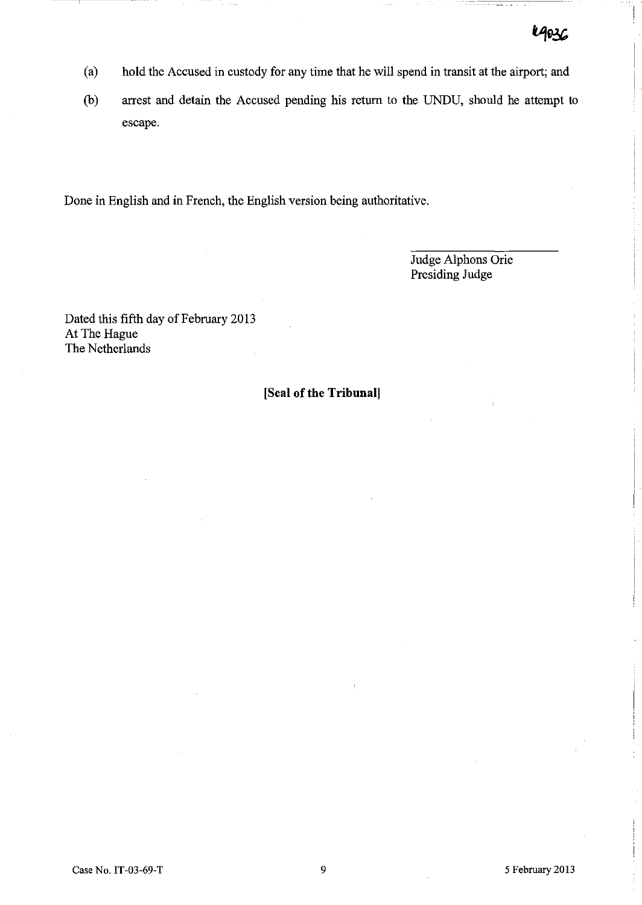(a) hold the Accused in custody for any time that he will spend in transit at the airport; and

(b) arrest and detain the Accused pending his return to the UNDU, should he attempt to escape.

Done in English and in French, the English version being authoritative.

Judge Alphons Orie
Presiding Judge

Dated this fifth day of February 2013
At The Hague
The Netherlands

**[Seal of the Tribunal]**